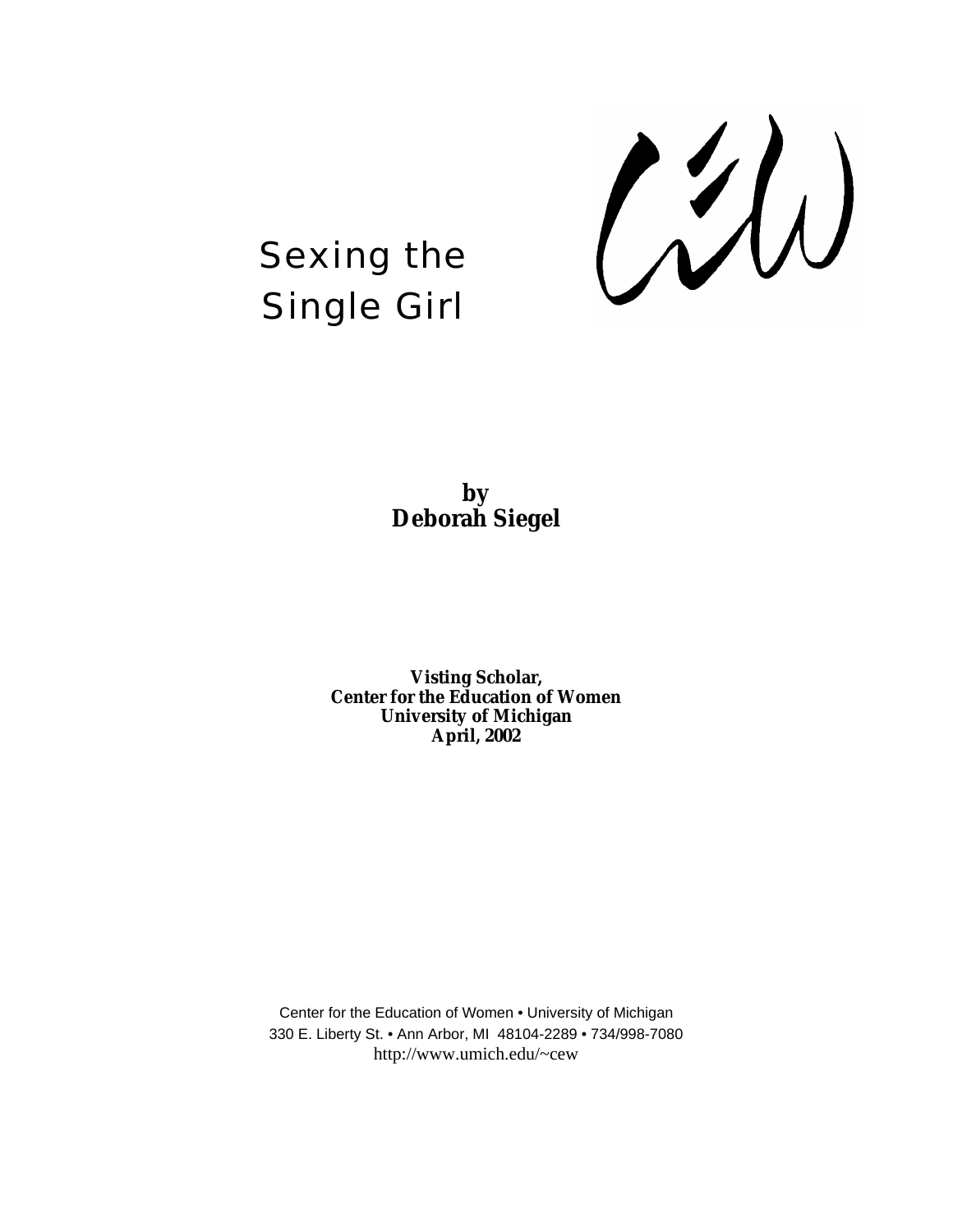# Sexing the Single Girl

**by**
**Deborah Siegel**

**Visting Scholar,**
**Center for the Education of Women**
**University of Michigan**
**April, 2002**

Center for the Education of Women • University of Michigan
330 E. Liberty St. • Ann Arbor, MI 48104-2289 • 734/998-7080
http://www.umich.edu/~cew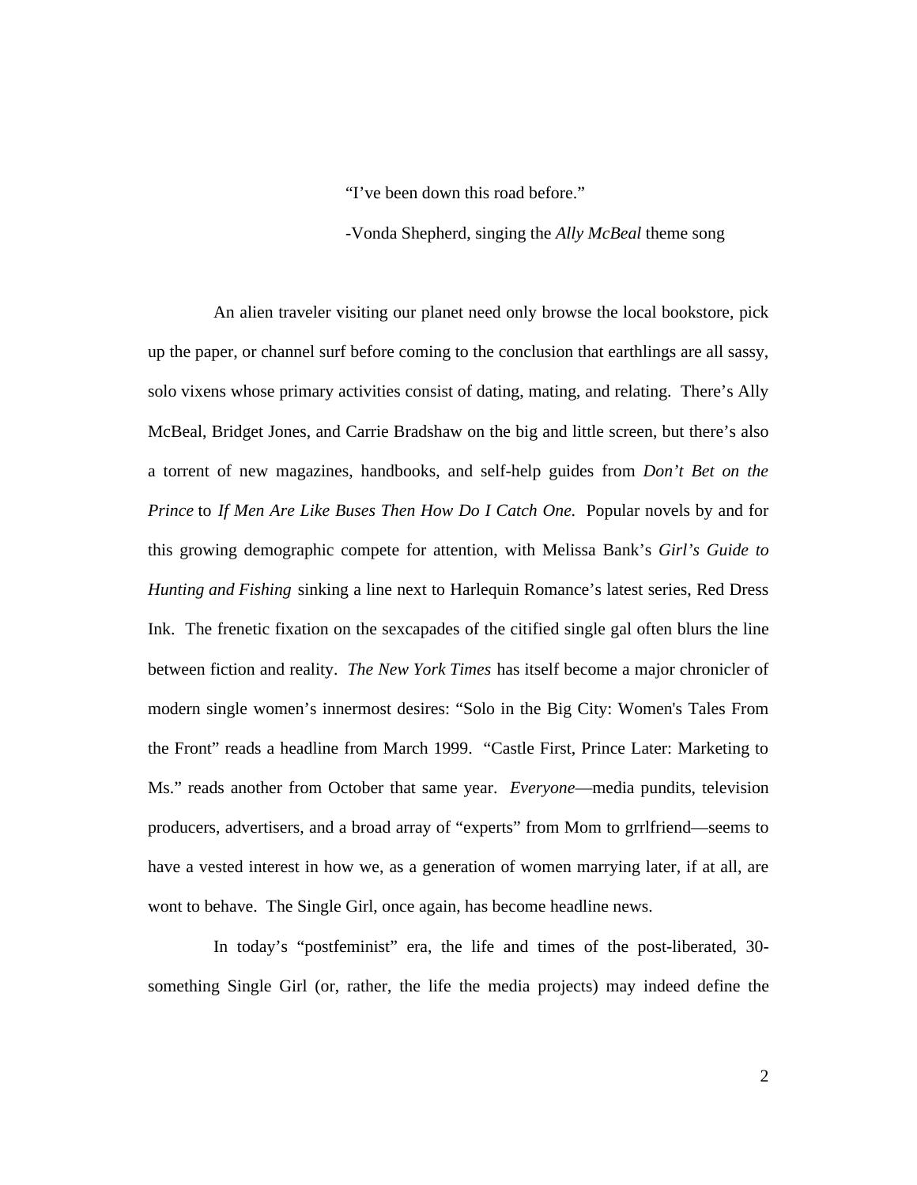"I've been down this road before."

-Vonda Shepherd, singing the *Ally McBeal* theme song

An alien traveler visiting our planet need only browse the local bookstore, pick up the paper, or channel surf before coming to the conclusion that earthlings are all sassy, solo vixens whose primary activities consist of dating, mating, and relating. There's Ally McBeal, Bridget Jones, and Carrie Bradshaw on the big and little screen, but there's also a torrent of new magazines, handbooks, and self-help guides from *Don't Bet on the Prince* to *If Men Are Like Buses Then How Do I Catch One.* Popular novels by and for this growing demographic compete for attention, with Melissa Bank's *Girl's Guide to Hunting and Fishing* sinking a line next to Harlequin Romance's latest series, Red Dress Ink. The frenetic fixation on the sexcapades of the citified single gal often blurs the line between fiction and reality. *The New York Times* has itself become a major chronicler of modern single women's innermost desires: "Solo in the Big City: Women's Tales From the Front" reads a headline from March 1999. "Castle First, Prince Later: Marketing to Ms." reads another from October that same year. *Everyone*—media pundits, television producers, advertisers, and a broad array of "experts" from Mom to grrlfriend—seems to have a vested interest in how we, as a generation of women marrying later, if at all, are wont to behave. The Single Girl, once again, has become headline news.

In today's "postfeminist" era, the life and times of the post-liberated, 30-something Single Girl (or, rather, the life the media projects) may indeed define the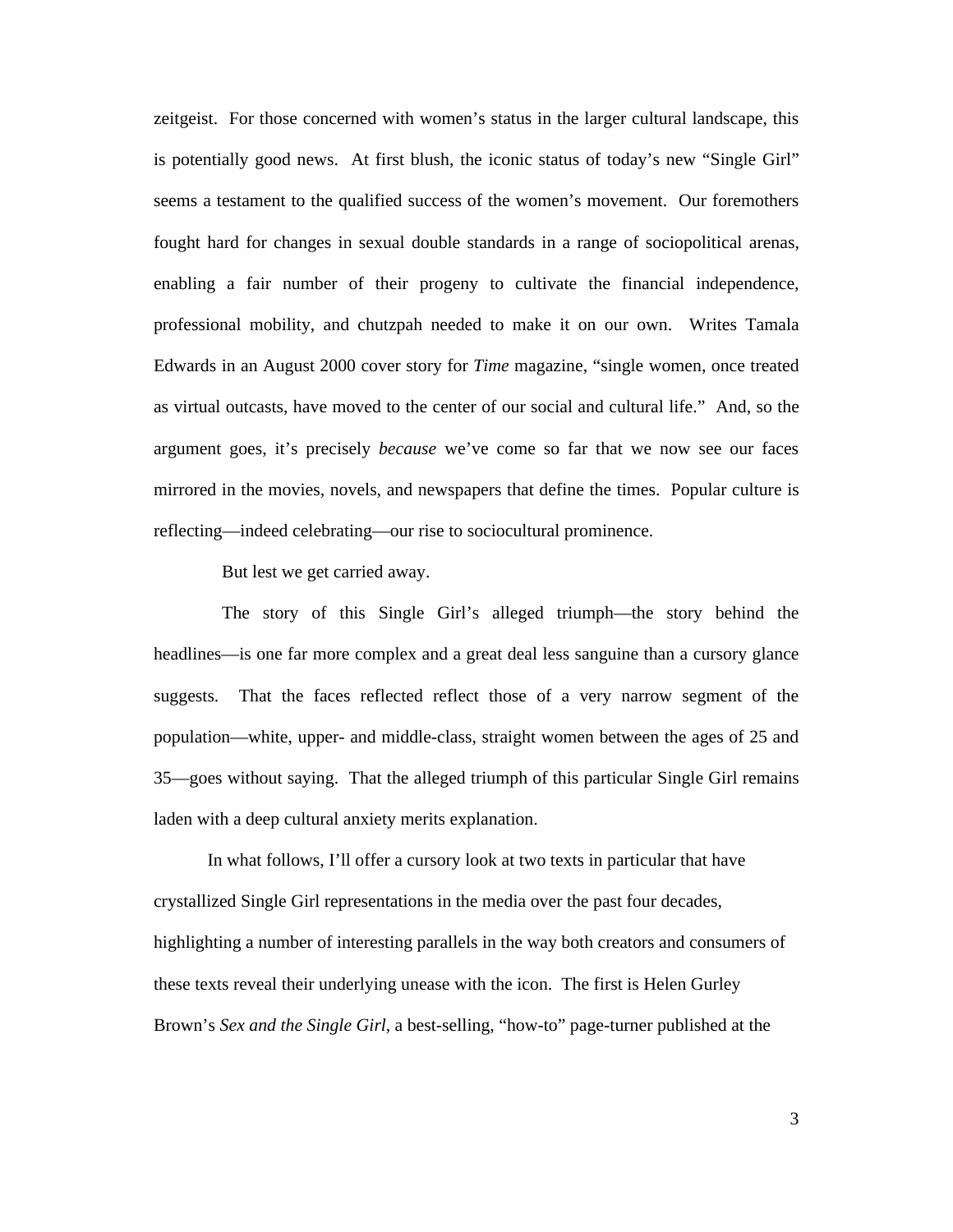zeitgeist. For those concerned with women's status in the larger cultural landscape, this is potentially good news. At first blush, the iconic status of today's new "Single Girl" seems a testament to the qualified success of the women's movement. Our foremothers fought hard for changes in sexual double standards in a range of sociopolitical arenas, enabling a fair number of their progeny to cultivate the financial independence, professional mobility, and chutzpah needed to make it on our own. Writes Tamala Edwards in an August 2000 cover story for *Time* magazine, "single women, once treated as virtual outcasts, have moved to the center of our social and cultural life." And, so the argument goes, it's precisely *because* we've come so far that we now see our faces mirrored in the movies, novels, and newspapers that define the times. Popular culture is reflecting—indeed celebrating—our rise to sociocultural prominence.

But lest we get carried away.

The story of this Single Girl's alleged triumph—the story behind the headlines—is one far more complex and a great deal less sanguine than a cursory glance suggests. That the faces reflected reflect those of a very narrow segment of the population—white, upper- and middle-class, straight women between the ages of 25 and 35—goes without saying. That the alleged triumph of this particular Single Girl remains laden with a deep cultural anxiety merits explanation.

In what follows, I'll offer a cursory look at two texts in particular that have crystallized Single Girl representations in the media over the past four decades, highlighting a number of interesting parallels in the way both creators and consumers of these texts reveal their underlying unease with the icon. The first is Helen Gurley Brown's *Sex and the Single Girl*, a best-selling, "how-to" page-turner published at the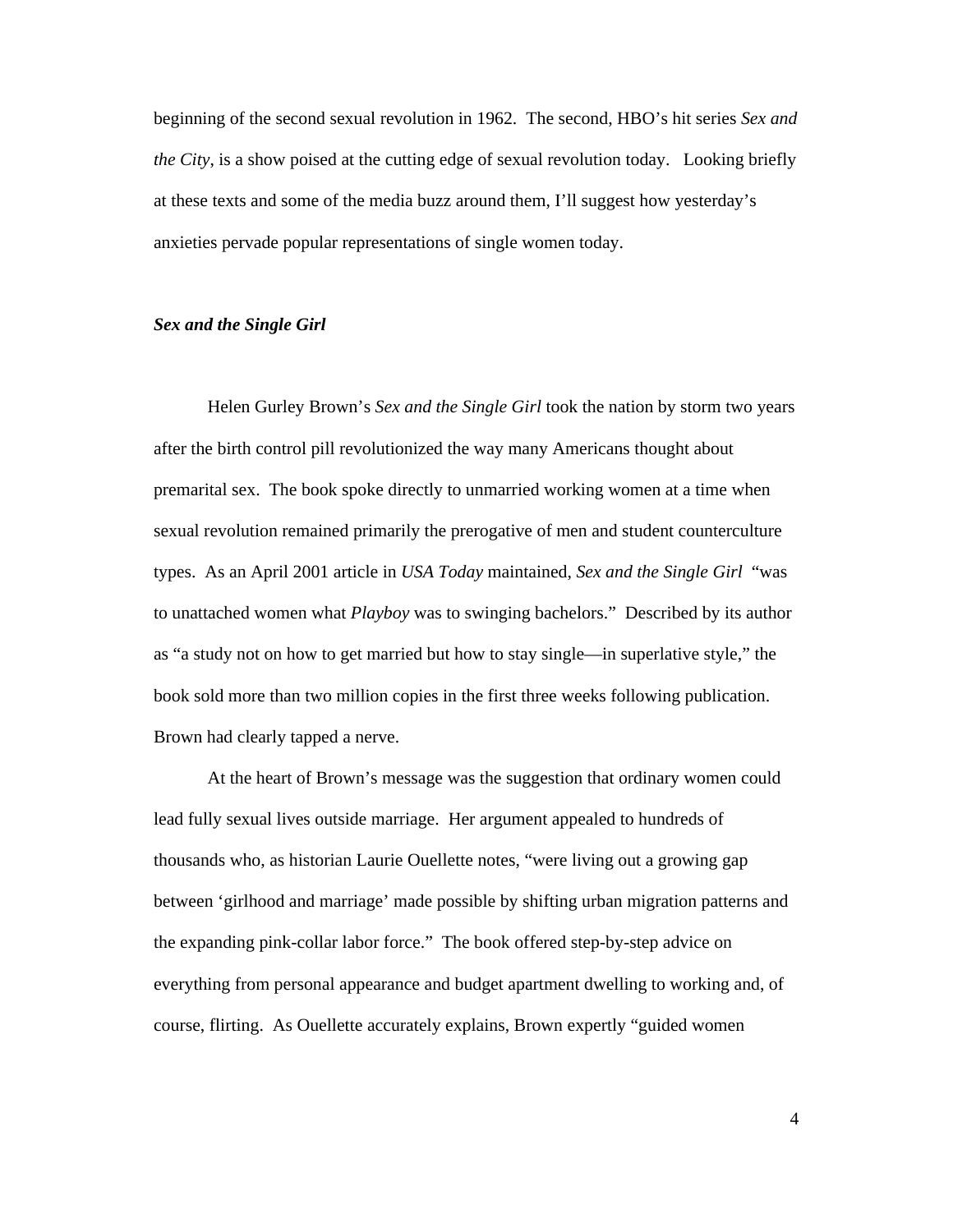beginning of the second sexual revolution in 1962. The second, HBO's hit series *Sex and the City*, is a show poised at the cutting edge of sexual revolution today. Looking briefly at these texts and some of the media buzz around them, I'll suggest how yesterday's anxieties pervade popular representations of single women today.

### *Sex and the Single Girl*

Helen Gurley Brown's *Sex and the Single Girl* took the nation by storm two years after the birth control pill revolutionized the way many Americans thought about premarital sex. The book spoke directly to unmarried working women at a time when sexual revolution remained primarily the prerogative of men and student counterculture types. As an April 2001 article in *USA Today* maintained, *Sex and the Single Girl* "was to unattached women what *Playboy* was to swinging bachelors." Described by its author as "a study not on how to get married but how to stay single—in superlative style," the book sold more than two million copies in the first three weeks following publication. Brown had clearly tapped a nerve.

At the heart of Brown's message was the suggestion that ordinary women could lead fully sexual lives outside marriage. Her argument appealed to hundreds of thousands who, as historian Laurie Ouellette notes, "were living out a growing gap between 'girlhood and marriage' made possible by shifting urban migration patterns and the expanding pink-collar labor force." The book offered step-by-step advice on everything from personal appearance and budget apartment dwelling to working and, of course, flirting. As Ouellette accurately explains, Brown expertly "guided women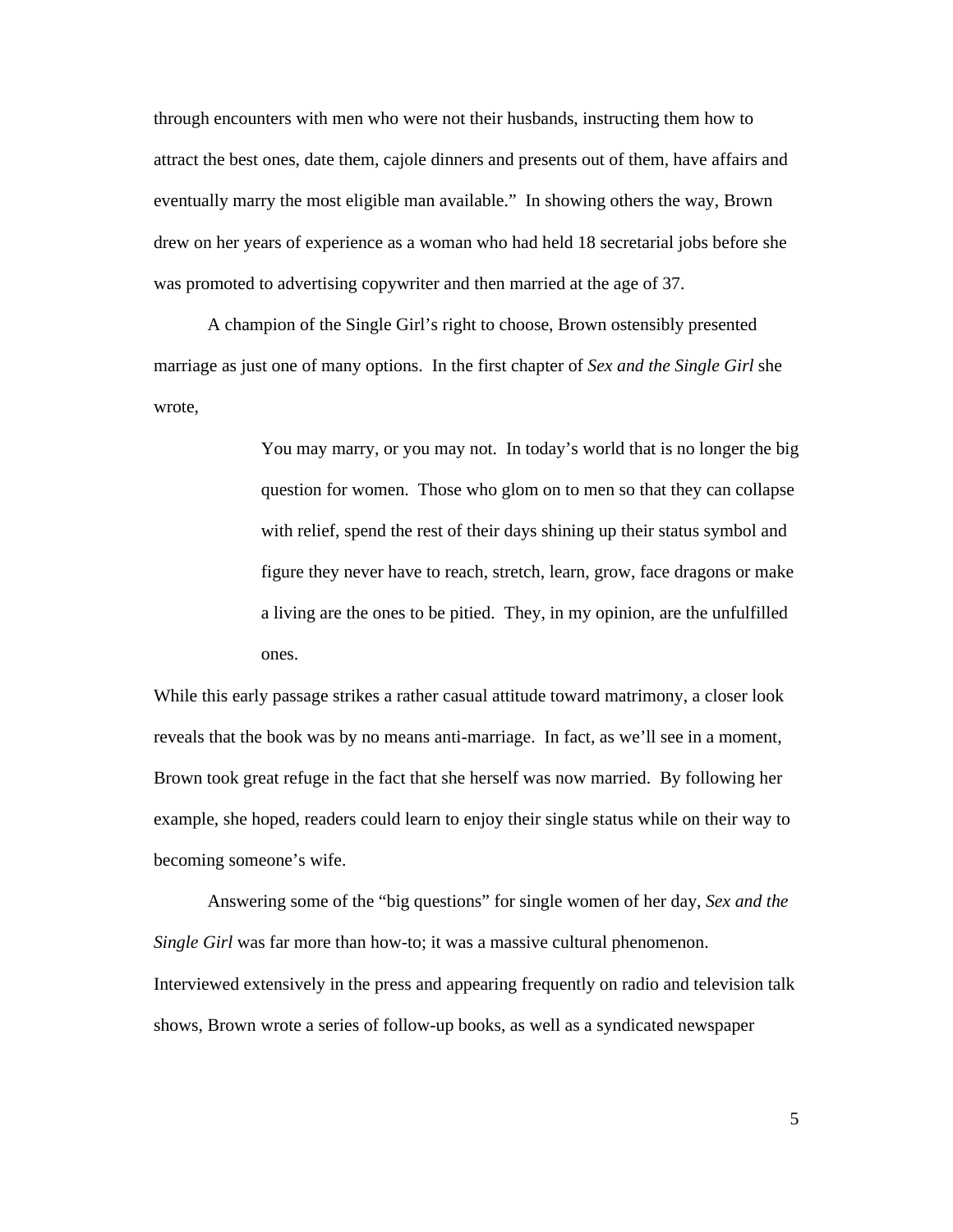through encounters with men who were not their husbands, instructing them how to attract the best ones, date them, cajole dinners and presents out of them, have affairs and eventually marry the most eligible man available." In showing others the way, Brown drew on her years of experience as a woman who had held 18 secretarial jobs before she was promoted to advertising copywriter and then married at the age of 37.

A champion of the Single Girl's right to choose, Brown ostensibly presented marriage as just one of many options. In the first chapter of *Sex and the Single Girl* she wrote,

> You may marry, or you may not. In today's world that is no longer the big question for women. Those who glom on to men so that they can collapse with relief, spend the rest of their days shining up their status symbol and figure they never have to reach, stretch, learn, grow, face dragons or make a living are the ones to be pitied. They, in my opinion, are the unfulfilled ones.

While this early passage strikes a rather casual attitude toward matrimony, a closer look reveals that the book was by no means anti-marriage. In fact, as we'll see in a moment, Brown took great refuge in the fact that she herself was now married. By following her example, she hoped, readers could learn to enjoy their single status while on their way to becoming someone's wife.

Answering some of the "big questions" for single women of her day, *Sex and the Single Girl* was far more than how-to; it was a massive cultural phenomenon. Interviewed extensively in the press and appearing frequently on radio and television talk shows, Brown wrote a series of follow-up books, as well as a syndicated newspaper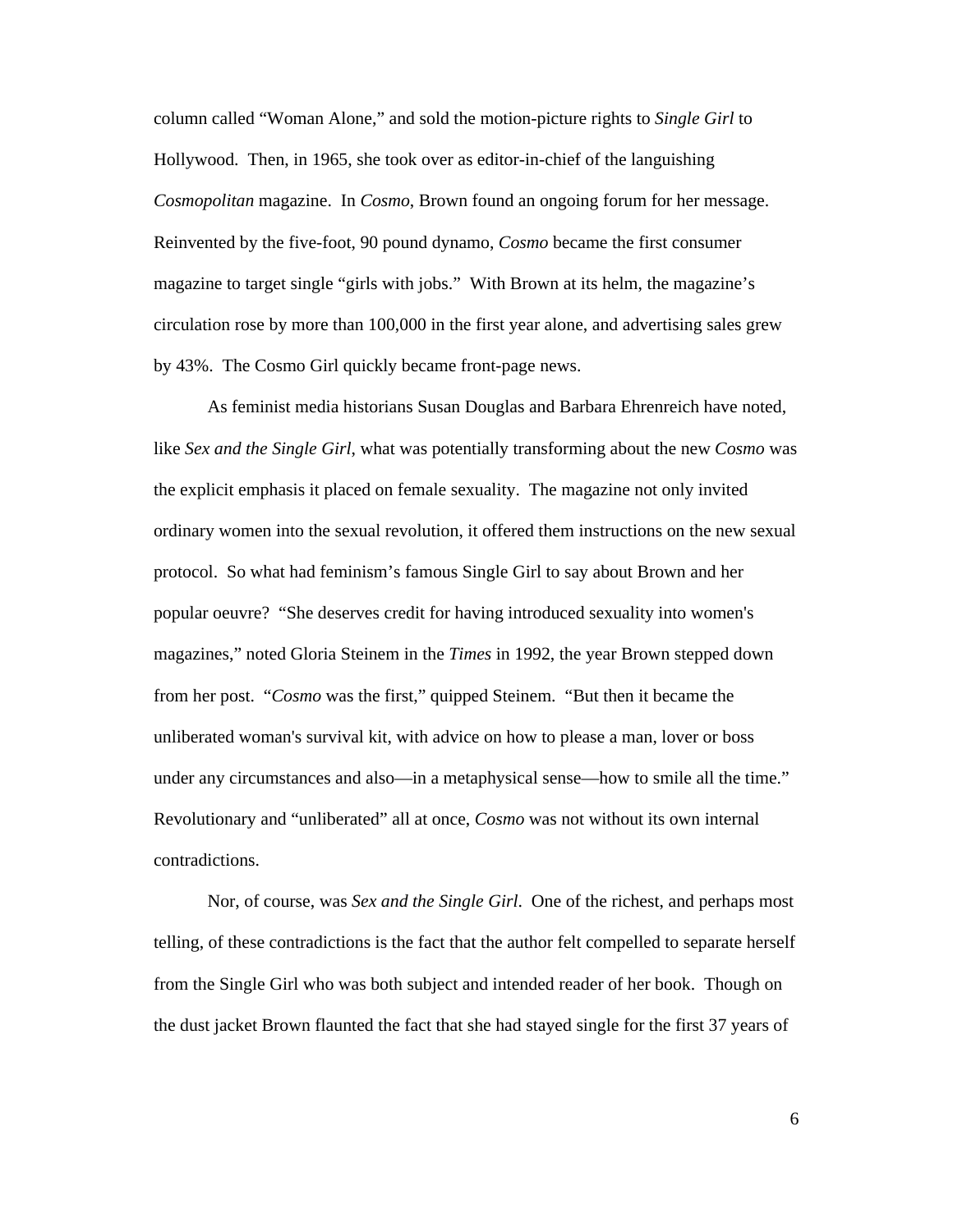column called "Woman Alone," and sold the motion-picture rights to *Single Girl* to Hollywood. Then, in 1965, she took over as editor-in-chief of the languishing *Cosmopolitan* magazine. In *Cosmo*, Brown found an ongoing forum for her message. Reinvented by the five-foot, 90 pound dynamo, *Cosmo* became the first consumer magazine to target single "girls with jobs." With Brown at its helm, the magazine's circulation rose by more than 100,000 in the first year alone, and advertising sales grew by 43%. The Cosmo Girl quickly became front-page news.

As feminist media historians Susan Douglas and Barbara Ehrenreich have noted, like *Sex and the Single Girl*, what was potentially transforming about the new *Cosmo* was the explicit emphasis it placed on female sexuality. The magazine not only invited ordinary women into the sexual revolution, it offered them instructions on the new sexual protocol. So what had feminism's famous Single Girl to say about Brown and her popular oeuvre? "She deserves credit for having introduced sexuality into women's magazines," noted Gloria Steinem in the *Times* in 1992, the year Brown stepped down from her post. "*Cosmo* was the first," quipped Steinem. "But then it became the unliberated woman's survival kit, with advice on how to please a man, lover or boss under any circumstances and also—in a metaphysical sense—how to smile all the time." Revolutionary and "unliberated" all at once, *Cosmo* was not without its own internal contradictions.

Nor, of course, was *Sex and the Single Girl*. One of the richest, and perhaps most telling, of these contradictions is the fact that the author felt compelled to separate herself from the Single Girl who was both subject and intended reader of her book. Though on the dust jacket Brown flaunted the fact that she had stayed single for the first 37 years of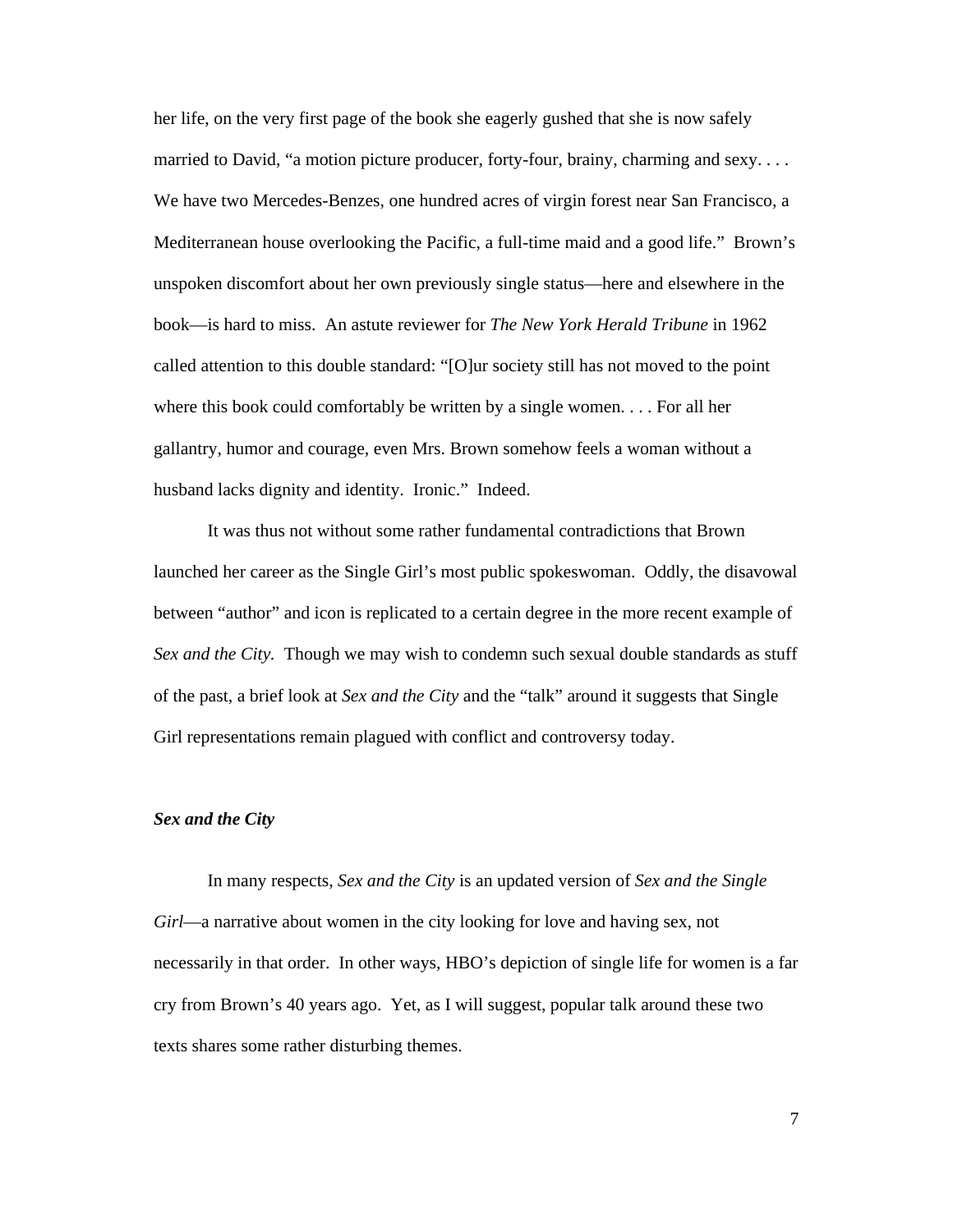her life, on the very first page of the book she eagerly gushed that she is now safely married to David, "a motion picture producer, forty-four, brainy, charming and sexy. . . . We have two Mercedes-Benzes, one hundred acres of virgin forest near San Francisco, a Mediterranean house overlooking the Pacific, a full-time maid and a good life." Brown's unspoken discomfort about her own previously single status—here and elsewhere in the book—is hard to miss. An astute reviewer for *The New York Herald Tribune* in 1962 called attention to this double standard: "[O]ur society still has not moved to the point where this book could comfortably be written by a single women. . . . For all her gallantry, humor and courage, even Mrs. Brown somehow feels a woman without a husband lacks dignity and identity. Ironic." Indeed.

It was thus not without some rather fundamental contradictions that Brown launched her career as the Single Girl's most public spokeswoman. Oddly, the disavowal between "author" and icon is replicated to a certain degree in the more recent example of *Sex and the City.* Though we may wish to condemn such sexual double standards as stuff of the past, a brief look at *Sex and the City* and the "talk" around it suggests that Single Girl representations remain plagued with conflict and controversy today.

### *Sex and the City*

In many respects, *Sex and the City* is an updated version of *Sex and the Single Girl*—a narrative about women in the city looking for love and having sex, not necessarily in that order. In other ways, HBO's depiction of single life for women is a far cry from Brown's 40 years ago. Yet, as I will suggest, popular talk around these two texts shares some rather disturbing themes.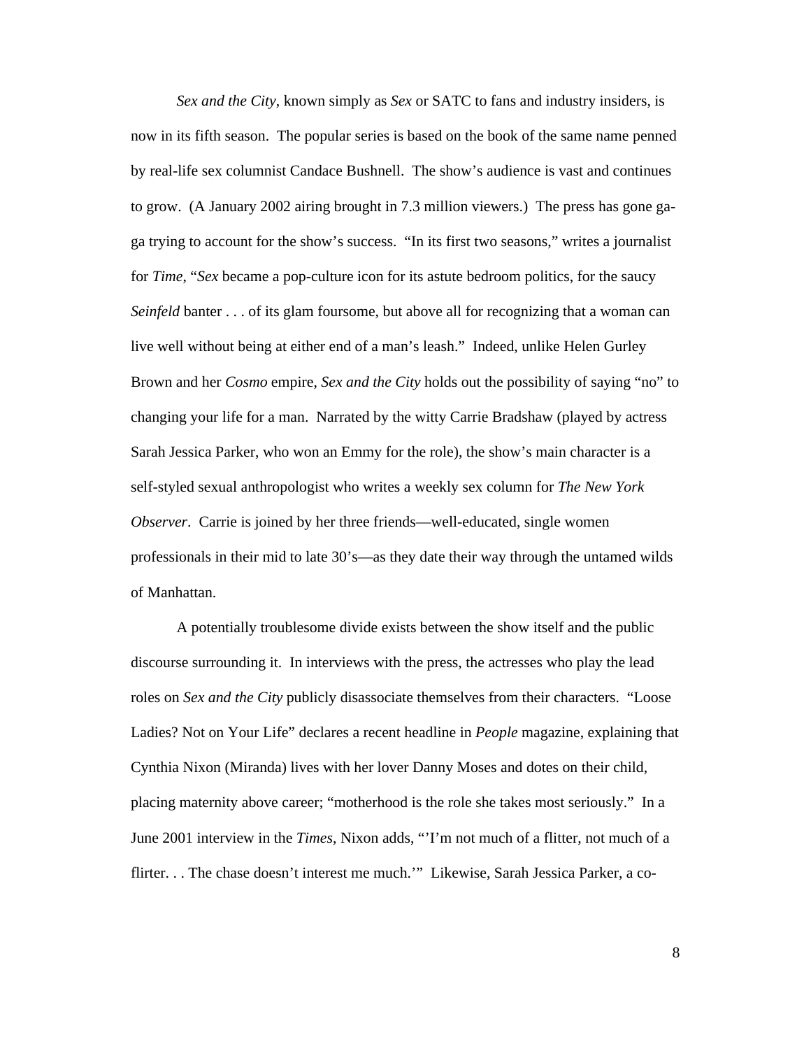*Sex and the City*, known simply as *Sex* or SATC to fans and industry insiders, is now in its fifth season. The popular series is based on the book of the same name penned by real-life sex columnist Candace Bushnell. The show's audience is vast and continues to grow. (A January 2002 airing brought in 7.3 million viewers.) The press has gone ga-ga trying to account for the show's success. "In its first two seasons," writes a journalist for *Time*, "*Sex* became a pop-culture icon for its astute bedroom politics, for the saucy *Seinfeld* banter . . . of its glam foursome, but above all for recognizing that a woman can live well without being at either end of a man's leash." Indeed, unlike Helen Gurley Brown and her *Cosmo* empire, *Sex and the City* holds out the possibility of saying "no" to changing your life for a man. Narrated by the witty Carrie Bradshaw (played by actress Sarah Jessica Parker, who won an Emmy for the role), the show's main character is a self-styled sexual anthropologist who writes a weekly sex column for *The New York Observer*. Carrie is joined by her three friends—well-educated, single women professionals in their mid to late 30's—as they date their way through the untamed wilds of Manhattan.

A potentially troublesome divide exists between the show itself and the public discourse surrounding it. In interviews with the press, the actresses who play the lead roles on *Sex and the City* publicly disassociate themselves from their characters. "Loose Ladies? Not on Your Life" declares a recent headline in *People* magazine, explaining that Cynthia Nixon (Miranda) lives with her lover Danny Moses and dotes on their child, placing maternity above career; "motherhood is the role she takes most seriously." In a June 2001 interview in the *Times*, Nixon adds, "'I'm not much of a flitter, not much of a flirter. . . The chase doesn't interest me much.'" Likewise, Sarah Jessica Parker, a co-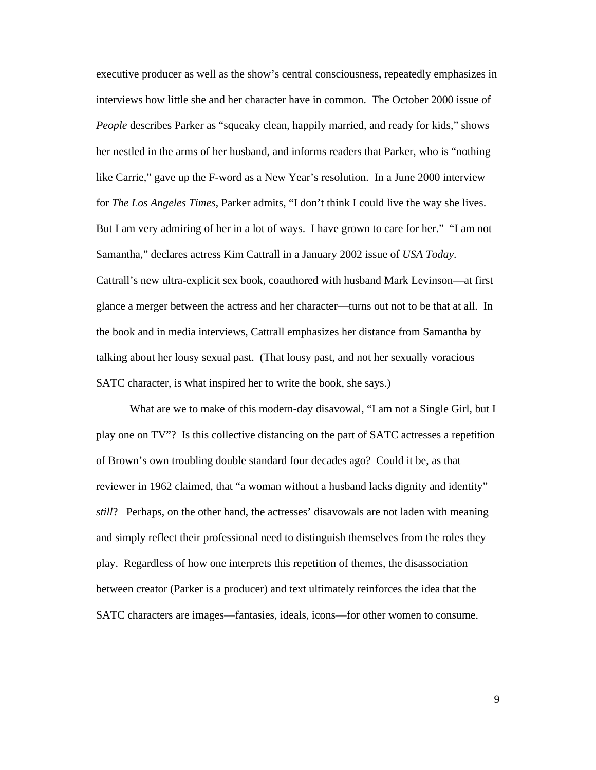executive producer as well as the show's central consciousness, repeatedly emphasizes in interviews how little she and her character have in common. The October 2000 issue of *People* describes Parker as "squeaky clean, happily married, and ready for kids," shows her nestled in the arms of her husband, and informs readers that Parker, who is "nothing like Carrie," gave up the F-word as a New Year's resolution. In a June 2000 interview for *The Los Angeles Times*, Parker admits, "I don't think I could live the way she lives. But I am very admiring of her in a lot of ways. I have grown to care for her." "I am not Samantha," declares actress Kim Cattrall in a January 2002 issue of *USA Today*. Cattrall's new ultra-explicit sex book, coauthored with husband Mark Levinson—at first glance a merger between the actress and her character—turns out not to be that at all. In the book and in media interviews, Cattrall emphasizes her distance from Samantha by talking about her lousy sexual past. (That lousy past, and not her sexually voracious SATC character, is what inspired her to write the book, she says.)

What are we to make of this modern-day disavowal, "I am not a Single Girl, but I play one on TV"? Is this collective distancing on the part of SATC actresses a repetition of Brown's own troubling double standard four decades ago? Could it be, as that reviewer in 1962 claimed, that "a woman without a husband lacks dignity and identity" *still*? Perhaps, on the other hand, the actresses' disavowals are not laden with meaning and simply reflect their professional need to distinguish themselves from the roles they play. Regardless of how one interprets this repetition of themes, the disassociation between creator (Parker is a producer) and text ultimately reinforces the idea that the SATC characters are images—fantasies, ideals, icons—for other women to consume.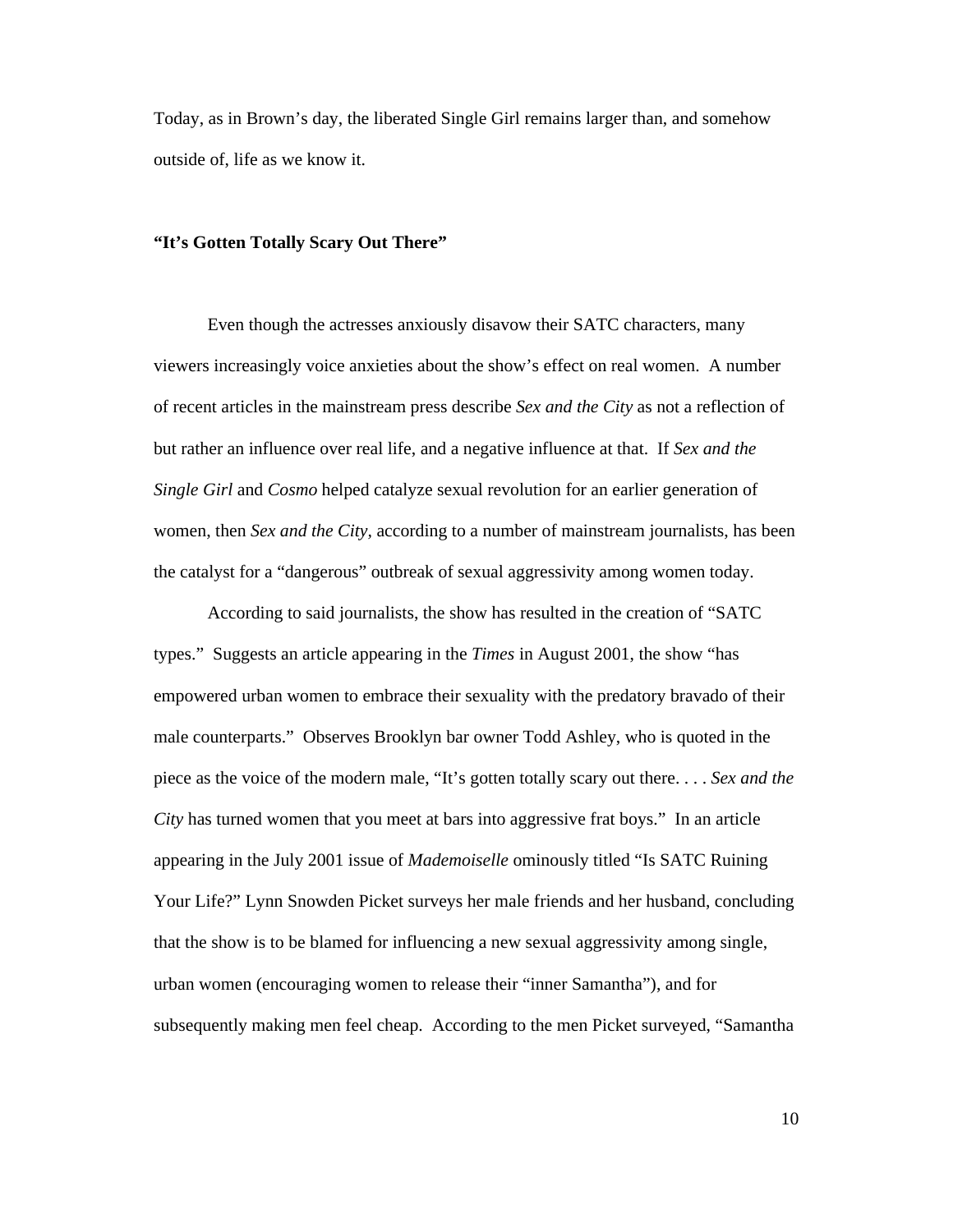Today, as in Brown's day, the liberated Single Girl remains larger than, and somehow outside of, life as we know it.

**"It's Gotten Totally Scary Out There"**

Even though the actresses anxiously disavow their SATC characters, many viewers increasingly voice anxieties about the show's effect on real women. A number of recent articles in the mainstream press describe *Sex and the City* as not a reflection of but rather an influence over real life, and a negative influence at that. If *Sex and the Single Girl* and *Cosmo* helped catalyze sexual revolution for an earlier generation of women, then *Sex and the City*, according to a number of mainstream journalists, has been the catalyst for a "dangerous" outbreak of sexual aggressivity among women today.

According to said journalists, the show has resulted in the creation of "SATC types." Suggests an article appearing in the *Times* in August 2001, the show "has empowered urban women to embrace their sexuality with the predatory bravado of their male counterparts." Observes Brooklyn bar owner Todd Ashley, who is quoted in the piece as the voice of the modern male, "It's gotten totally scary out there. . . . *Sex and the City* has turned women that you meet at bars into aggressive frat boys." In an article appearing in the July 2001 issue of *Mademoiselle* ominously titled "Is SATC Ruining Your Life?" Lynn Snowden Picket surveys her male friends and her husband, concluding that the show is to be blamed for influencing a new sexual aggressivity among single, urban women (encouraging women to release their "inner Samantha"), and for subsequently making men feel cheap. According to the men Picket surveyed, "Samantha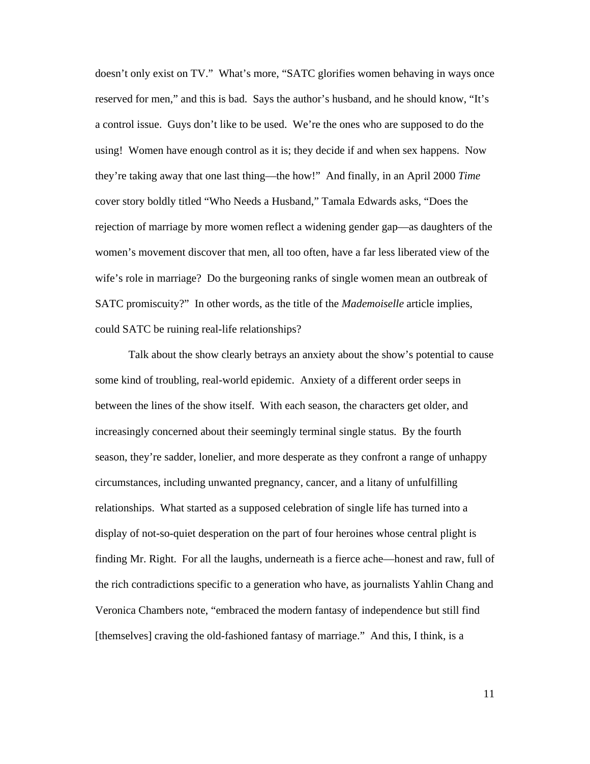doesn't only exist on TV." What's more, "SATC glorifies women behaving in ways once reserved for men," and this is bad. Says the author's husband, and he should know, "It's a control issue. Guys don't like to be used. We're the ones who are supposed to do the using! Women have enough control as it is; they decide if and when sex happens. Now they're taking away that one last thing—the how!" And finally, in an April 2000 *Time* cover story boldly titled "Who Needs a Husband," Tamala Edwards asks, "Does the rejection of marriage by more women reflect a widening gender gap—as daughters of the women's movement discover that men, all too often, have a far less liberated view of the wife's role in marriage? Do the burgeoning ranks of single women mean an outbreak of SATC promiscuity?" In other words, as the title of the *Mademoiselle* article implies, could SATC be ruining real-life relationships?

Talk about the show clearly betrays an anxiety about the show's potential to cause some kind of troubling, real-world epidemic. Anxiety of a different order seeps in between the lines of the show itself. With each season, the characters get older, and increasingly concerned about their seemingly terminal single status. By the fourth season, they're sadder, lonelier, and more desperate as they confront a range of unhappy circumstances, including unwanted pregnancy, cancer, and a litany of unfulfilling relationships. What started as a supposed celebration of single life has turned into a display of not-so-quiet desperation on the part of four heroines whose central plight is finding Mr. Right. For all the laughs, underneath is a fierce ache—honest and raw, full of the rich contradictions specific to a generation who have, as journalists Yahlin Chang and Veronica Chambers note, "embraced the modern fantasy of independence but still find [themselves] craving the old-fashioned fantasy of marriage." And this, I think, is a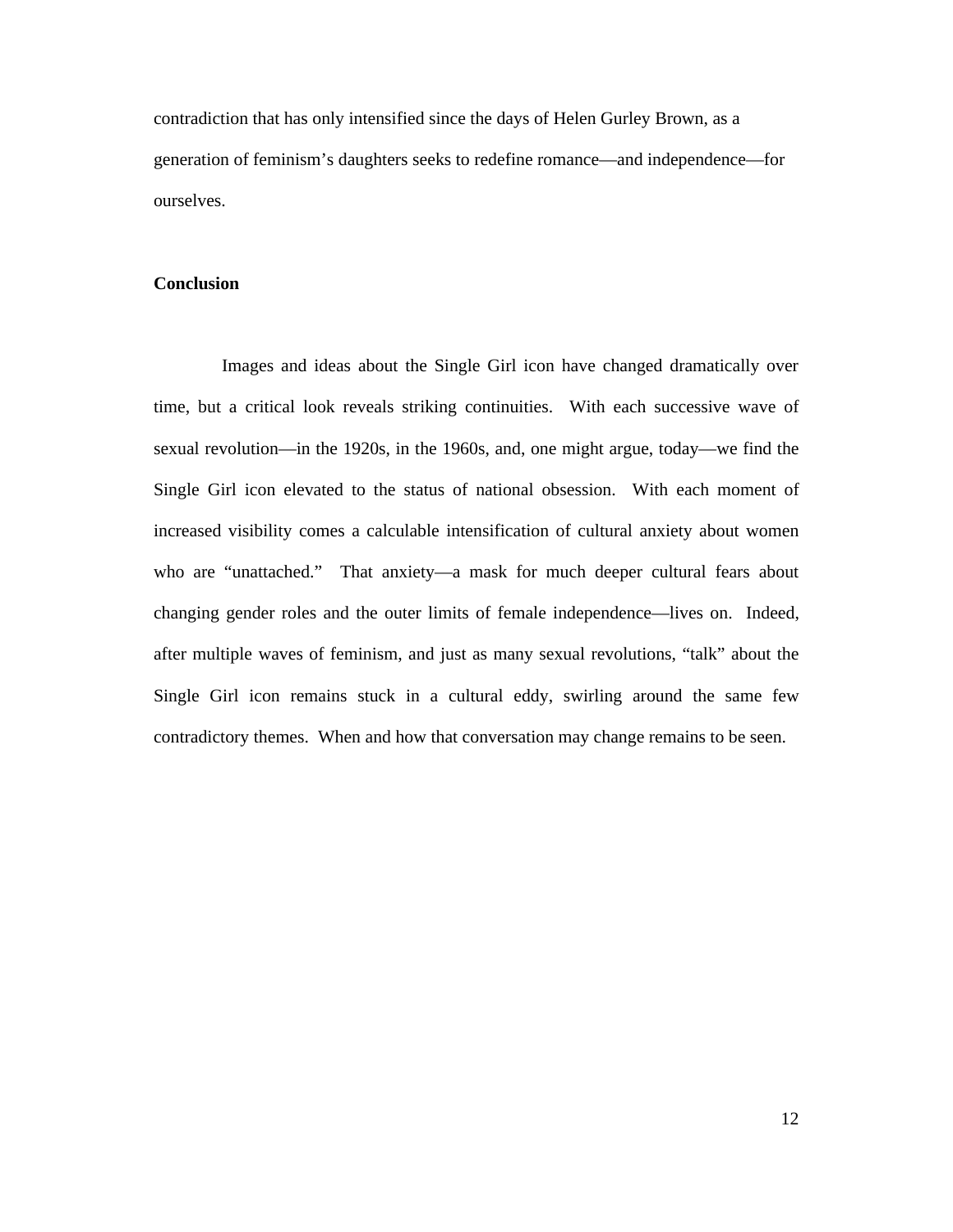contradiction that has only intensified since the days of Helen Gurley Brown, as a generation of feminism's daughters seeks to redefine romance—and independence—for ourselves.

## Conclusion

Images and ideas about the Single Girl icon have changed dramatically over time, but a critical look reveals striking continuities. With each successive wave of sexual revolution—in the 1920s, in the 1960s, and, one might argue, today—we find the Single Girl icon elevated to the status of national obsession. With each moment of increased visibility comes a calculable intensification of cultural anxiety about women who are "unattached." That anxiety—a mask for much deeper cultural fears about changing gender roles and the outer limits of female independence—lives on. Indeed, after multiple waves of feminism, and just as many sexual revolutions, "talk" about the Single Girl icon remains stuck in a cultural eddy, swirling around the same few contradictory themes. When and how that conversation may change remains to be seen.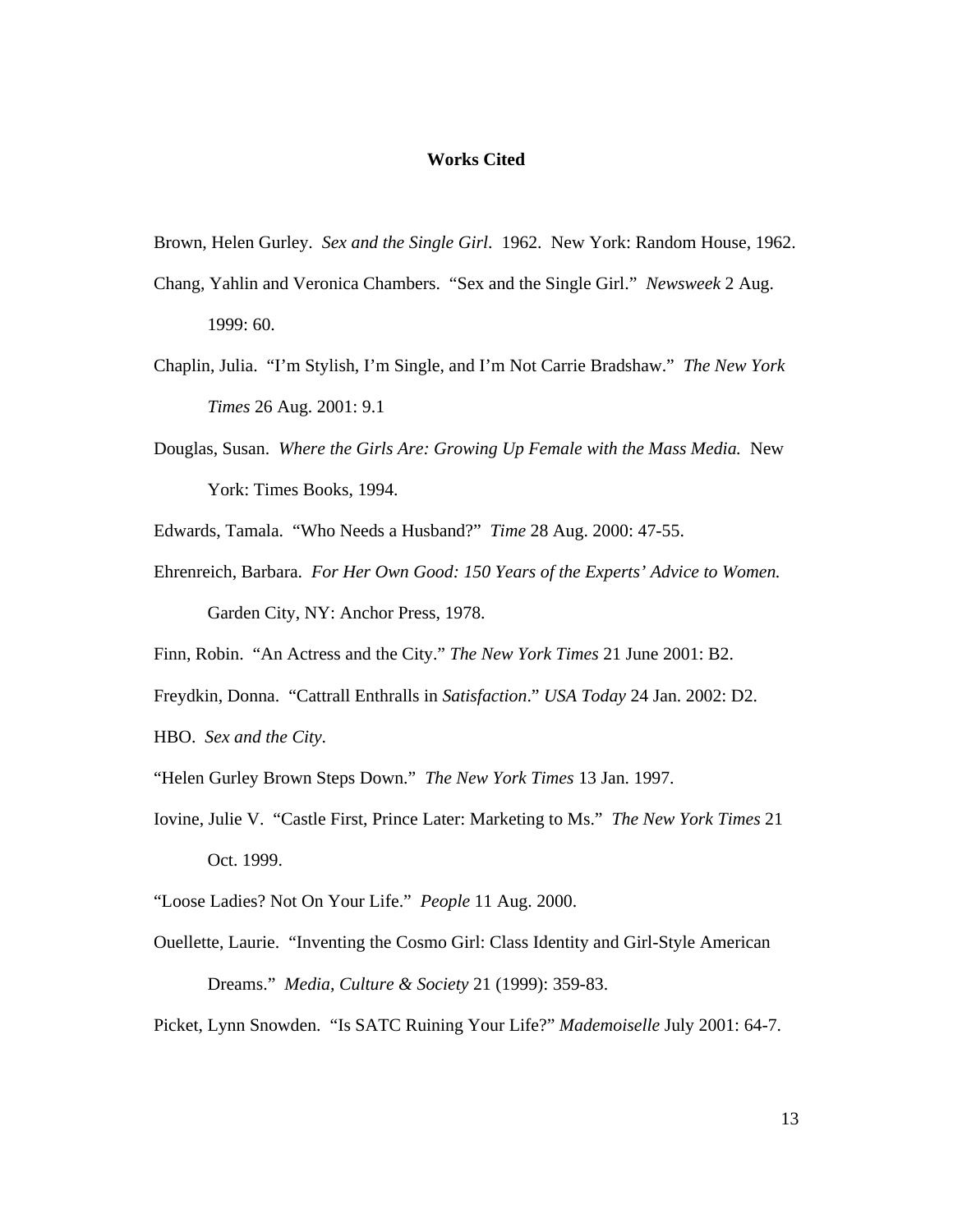**Works Cited**

Brown, Helen Gurley. *Sex and the Single Girl*. 1962. New York: Random House, 1962.

Chang, Yahlin and Veronica Chambers. "Sex and the Single Girl." *Newsweek* 2 Aug. 1999: 60.

Chaplin, Julia. "I'm Stylish, I'm Single, and I'm Not Carrie Bradshaw." *The New York Times* 26 Aug. 2001: 9.1

Douglas, Susan. *Where the Girls Are: Growing Up Female with the Mass Media.* New York: Times Books, 1994.

Edwards, Tamala. "Who Needs a Husband?" *Time* 28 Aug. 2000: 47-55.

Ehrenreich, Barbara. *For Her Own Good: 150 Years of the Experts' Advice to Women.* Garden City, NY: Anchor Press, 1978.

Finn, Robin. "An Actress and the City." *The New York Times* 21 June 2001: B2.

Freydkin, Donna. "Cattrall Enthralls in *Satisfaction*." *USA Today* 24 Jan. 2002: D2.

HBO. *Sex and the City*.

"Helen Gurley Brown Steps Down." *The New York Times* 13 Jan. 1997.

Iovine, Julie V. "Castle First, Prince Later: Marketing to Ms." *The New York Times* 21 Oct. 1999.

"Loose Ladies? Not On Your Life." *People* 11 Aug. 2000.

Ouellette, Laurie. "Inventing the Cosmo Girl: Class Identity and Girl-Style American Dreams." *Media, Culture & Society* 21 (1999): 359-83.

Picket, Lynn Snowden. "Is SATC Ruining Your Life?" *Mademoiselle* July 2001: 64-7.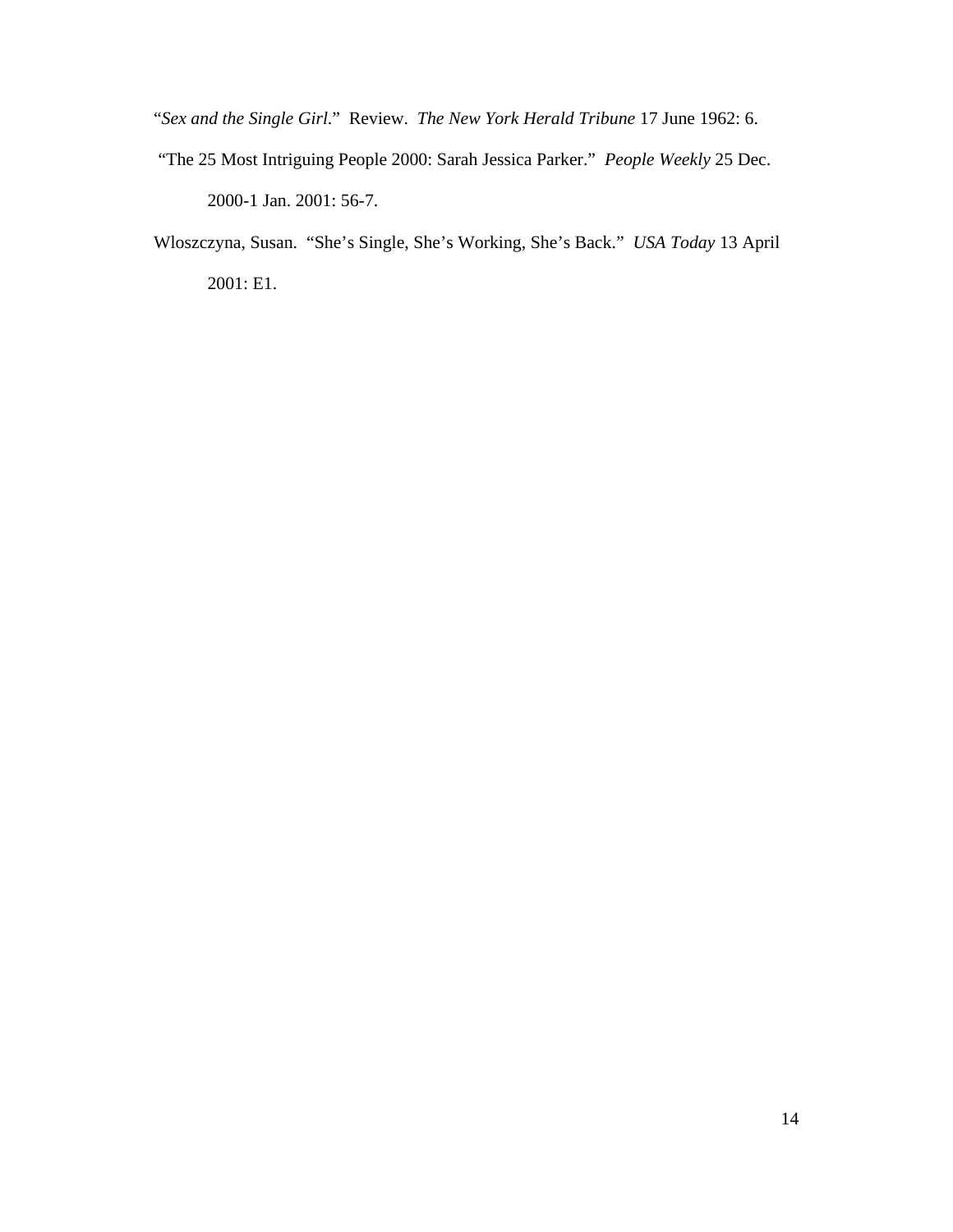"*Sex and the Single Girl*." Review. *The New York Herald Tribune* 17 June 1962: 6.

"The 25 Most Intriguing People 2000: Sarah Jessica Parker." *People Weekly* 25 Dec. 2000-1 Jan. 2001: 56-7.

Wloszczyna, Susan. "She's Single, She's Working, She's Back." *USA Today* 13 April 2001: E1.